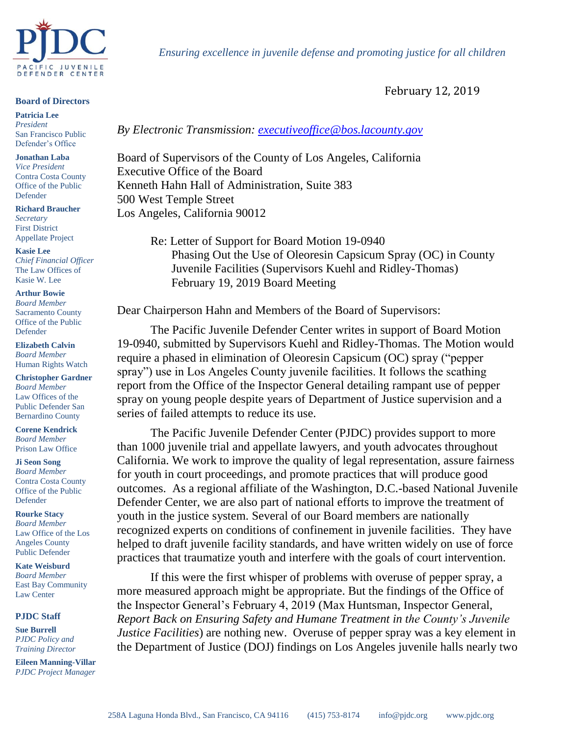PJDC
PACIFIC JUVENILE DEFENDER CENTER

*Ensuring excellence in juvenile defense and promoting justice for all children*

**Board of Directors**

**Patricia Lee**
*President*
San Francisco Public Defender's Office

**Jonathan Laba**
*Vice President*
Contra Costa County Office of the Public Defender

**Richard Braucher**
*Secretary*
First District Appellate Project

**Kasie Lee**
*Chief Financial Officer*
The Law Offices of Kasie W. Lee

**Arthur Bowie**
*Board Member*
Sacramento County Office of the Public Defender

**Elizabeth Calvin**
*Board Member*
Human Rights Watch

**Christopher Gardner**
*Board Member*
Law Offices of the Public Defender San Bernardino County

**Corene Kendrick**
*Board Member*
Prison Law Office

**Ji Seon Song**
*Board Member*
Contra Costa County Office of the Public Defender

**Rourke Stacy**
*Board Member*
Law Office of the Los Angeles County Public Defender

**Kate Weisburd**
*Board Member*
East Bay Community Law Center

**PJDC Staff**

**Sue Burrell**
*PJDC Policy and Training Director*

**Eileen Manning-Villar**
*PJDC Project Manager*

February 12, 2019

*By Electronic Transmission: executiveoffice@bos.lacounty.gov*

Board of Supervisors of the County of Los Angeles, California
Executive Office of the Board
Kenneth Hahn Hall of Administration, Suite 383
500 West Temple Street
Los Angeles, California 90012

Re: Letter of Support for Board Motion 19-0940
Phasing Out the Use of Oleoresin Capsicum Spray (OC) in County Juvenile Facilities (Supervisors Kuehl and Ridley-Thomas)
February 19, 2019 Board Meeting

Dear Chairperson Hahn and Members of the Board of Supervisors:

The Pacific Juvenile Defender Center writes in support of Board Motion 19-0940, submitted by Supervisors Kuehl and Ridley-Thomas. The Motion would require a phased in elimination of Oleoresin Capsicum (OC) spray ("pepper spray") use in Los Angeles County juvenile facilities. It follows the scathing report from the Office of the Inspector General detailing rampant use of pepper spray on young people despite years of Department of Justice supervision and a series of failed attempts to reduce its use.

The Pacific Juvenile Defender Center (PJDC) provides support to more than 1000 juvenile trial and appellate lawyers, and youth advocates throughout California. We work to improve the quality of legal representation, assure fairness for youth in court proceedings, and promote practices that will produce good outcomes. As a regional affiliate of the Washington, D.C.-based National Juvenile Defender Center, we are also part of national efforts to improve the treatment of youth in the justice system. Several of our Board members are nationally recognized experts on conditions of confinement in juvenile facilities. They have helped to draft juvenile facility standards, and have written widely on use of force practices that traumatize youth and interfere with the goals of court intervention.

If this were the first whisper of problems with overuse of pepper spray, a more measured approach might be appropriate. But the findings of the Office of the Inspector General's February 4, 2019 (Max Huntsman, Inspector General, *Report Back on Ensuring Safety and Humane Treatment in the County's Juvenile Justice Facilities*) are nothing new. Overuse of pepper spray was a key element in the Department of Justice (DOJ) findings on Los Angeles juvenile halls nearly two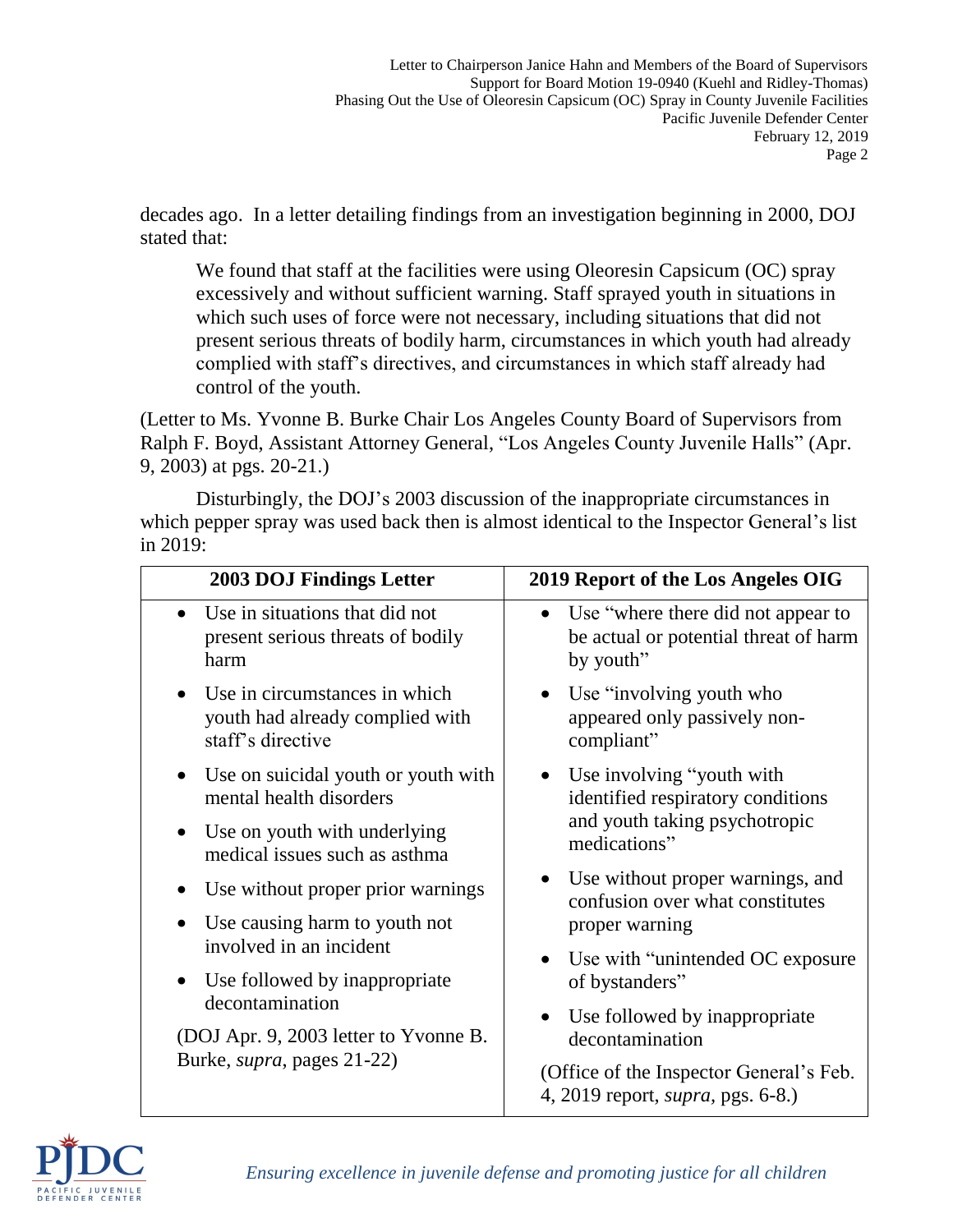decades ago. In a letter detailing findings from an investigation beginning in 2000, DOJ stated that:

> We found that staff at the facilities were using Oleoresin Capsicum (OC) spray excessively and without sufficient warning. Staff sprayed youth in situations in which such uses of force were not necessary, including situations that did not present serious threats of bodily harm, circumstances in which youth had already complied with staff's directives, and circumstances in which staff already had control of the youth.

(Letter to Ms. Yvonne B. Burke Chair Los Angeles County Board of Supervisors from Ralph F. Boyd, Assistant Attorney General, "Los Angeles County Juvenile Halls" (Apr. 9, 2003) at pgs. 20-21.)

Disturbingly, the DOJ's 2003 discussion of the inappropriate circumstances in which pepper spray was used back then is almost identical to the Inspector General's list in 2019:

| 2003 DOJ Findings Letter | 2019 Report of the Los Angeles OIG |
|---|---|
| • Use in situations that did not present serious threats of bodily harm | • Use "where there did not appear to be actual or potential threat of harm by youth" |
| • Use in circumstances in which youth had already complied with staff's directive | • Use "involving youth who appeared only passively non-compliant" |
| • Use on suicidal youth or youth with mental health disorders<br>• Use on youth with underlying medical issues such as asthma | • Use involving "youth with identified respiratory conditions and youth taking psychotropic medications" |
| • Use without proper prior warnings | • Use without proper warnings, and confusion over what constitutes proper warning |
| • Use causing harm to youth not involved in an incident | • Use with "unintended OC exposure of bystanders" |
| • Use followed by inappropriate decontamination | • Use followed by inappropriate decontamination |
| (DOJ Apr. 9, 2003 letter to Yvonne B. Burke, *supra*, pages 21-22) | (Office of the Inspector General's Feb. 4, 2019 report, *supra*, pgs. 6-8.) |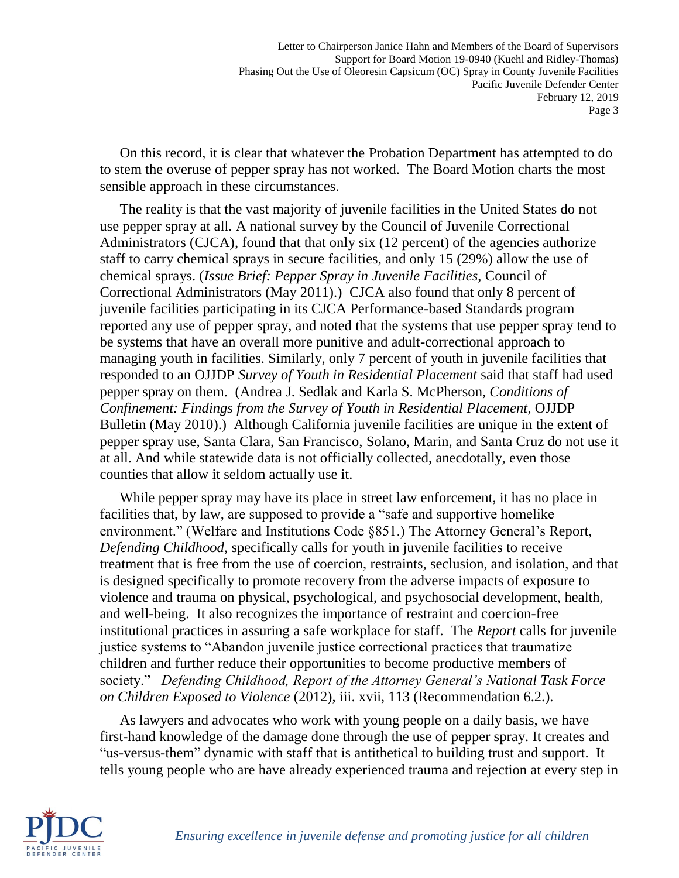On this record, it is clear that whatever the Probation Department has attempted to do to stem the overuse of pepper spray has not worked. The Board Motion charts the most sensible approach in these circumstances.

The reality is that the vast majority of juvenile facilities in the United States do not use pepper spray at all. A national survey by the Council of Juvenile Correctional Administrators (CJCA), found that that only six (12 percent) of the agencies authorize staff to carry chemical sprays in secure facilities, and only 15 (29%) allow the use of chemical sprays. (*Issue Brief: Pepper Spray in Juvenile Facilities*, Council of Correctional Administrators (May 2011).) CJCA also found that only 8 percent of juvenile facilities participating in its CJCA Performance-based Standards program reported any use of pepper spray, and noted that the systems that use pepper spray tend to be systems that have an overall more punitive and adult-correctional approach to managing youth in facilities. Similarly, only 7 percent of youth in juvenile facilities that responded to an OJJDP *Survey of Youth in Residential Placement* said that staff had used pepper spray on them. (Andrea J. Sedlak and Karla S. McPherson, *Conditions of Confinement: Findings from the Survey of Youth in Residential Placement*, OJJDP Bulletin (May 2010).) Although California juvenile facilities are unique in the extent of pepper spray use, Santa Clara, San Francisco, Solano, Marin, and Santa Cruz do not use it at all. And while statewide data is not officially collected, anecdotally, even those counties that allow it seldom actually use it.

While pepper spray may have its place in street law enforcement, it has no place in facilities that, by law, are supposed to provide a "safe and supportive homelike environment." (Welfare and Institutions Code §851.) The Attorney General's Report, *Defending Childhood*, specifically calls for youth in juvenile facilities to receive treatment that is free from the use of coercion, restraints, seclusion, and isolation, and that is designed specifically to promote recovery from the adverse impacts of exposure to violence and trauma on physical, psychological, and psychosocial development, health, and well-being. It also recognizes the importance of restraint and coercion-free institutional practices in assuring a safe workplace for staff. The *Report* calls for juvenile justice systems to "Abandon juvenile justice correctional practices that traumatize children and further reduce their opportunities to become productive members of society." *Defending Childhood, Report of the Attorney General's National Task Force on Children Exposed to Violence* (2012), iii. xvii, 113 (Recommendation 6.2.).

As lawyers and advocates who work with young people on a daily basis, we have first-hand knowledge of the damage done through the use of pepper spray. It creates and "us-versus-them" dynamic with staff that is antithetical to building trust and support. It tells young people who are have already experienced trauma and rejection at every step in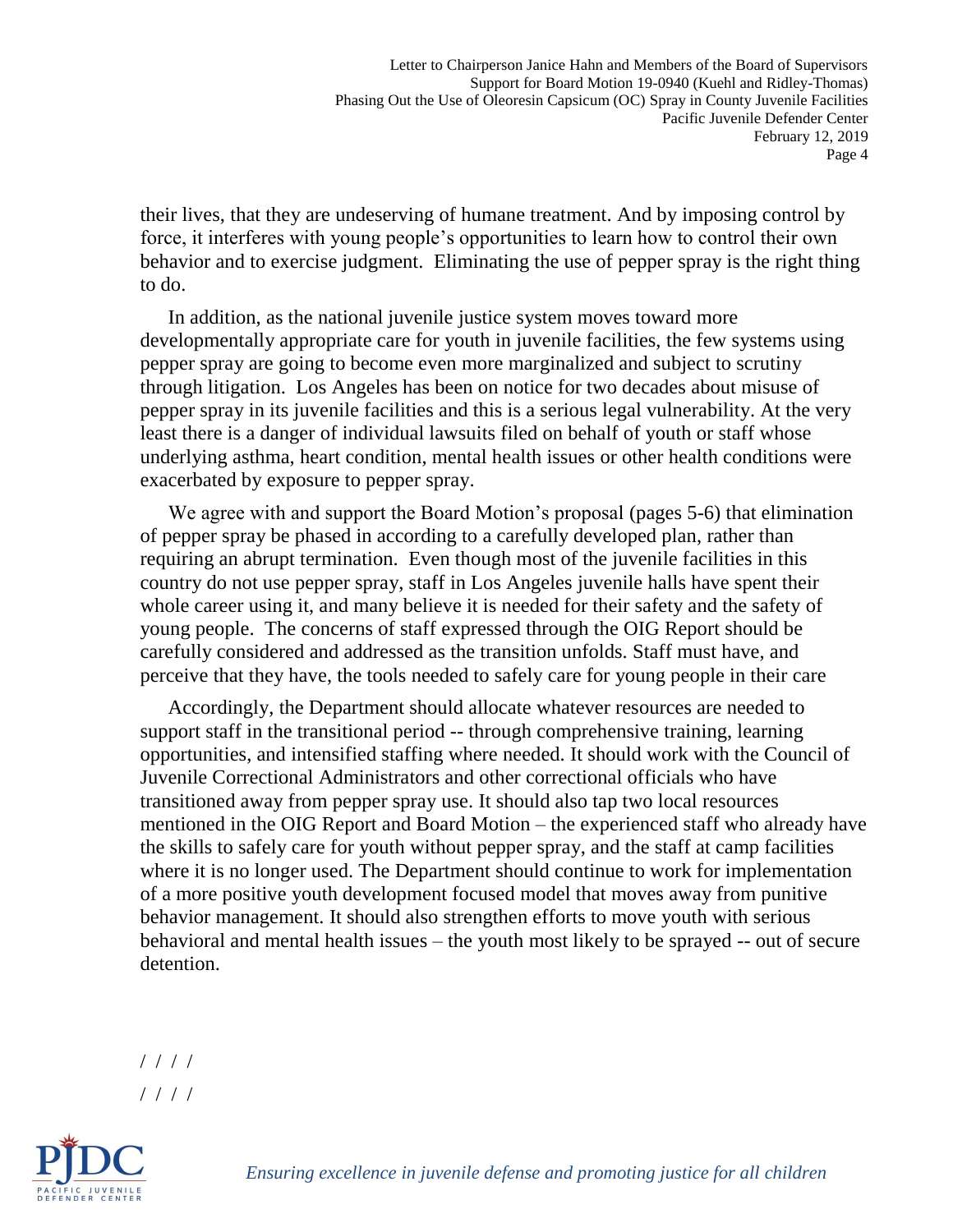their lives, that they are undeserving of humane treatment. And by imposing control by force, it interferes with young people's opportunities to learn how to control their own behavior and to exercise judgment. Eliminating the use of pepper spray is the right thing to do.

In addition, as the national juvenile justice system moves toward more developmentally appropriate care for youth in juvenile facilities, the few systems using pepper spray are going to become even more marginalized and subject to scrutiny through litigation. Los Angeles has been on notice for two decades about misuse of pepper spray in its juvenile facilities and this is a serious legal vulnerability. At the very least there is a danger of individual lawsuits filed on behalf of youth or staff whose underlying asthma, heart condition, mental health issues or other health conditions were exacerbated by exposure to pepper spray.

We agree with and support the Board Motion's proposal (pages 5-6) that elimination of pepper spray be phased in according to a carefully developed plan, rather than requiring an abrupt termination. Even though most of the juvenile facilities in this country do not use pepper spray, staff in Los Angeles juvenile halls have spent their whole career using it, and many believe it is needed for their safety and the safety of young people. The concerns of staff expressed through the OIG Report should be carefully considered and addressed as the transition unfolds. Staff must have, and perceive that they have, the tools needed to safely care for young people in their care

Accordingly, the Department should allocate whatever resources are needed to support staff in the transitional period -- through comprehensive training, learning opportunities, and intensified staffing where needed. It should work with the Council of Juvenile Correctional Administrators and other correctional officials who have transitioned away from pepper spray use. It should also tap two local resources mentioned in the OIG Report and Board Motion – the experienced staff who already have the skills to safely care for youth without pepper spray, and the staff at camp facilities where it is no longer used. The Department should continue to work for implementation of a more positive youth development focused model that moves away from punitive behavior management. It should also strengthen efforts to move youth with serious behavioral and mental health issues – the youth most likely to be sprayed -- out of secure detention.

/ / / /

/ / / /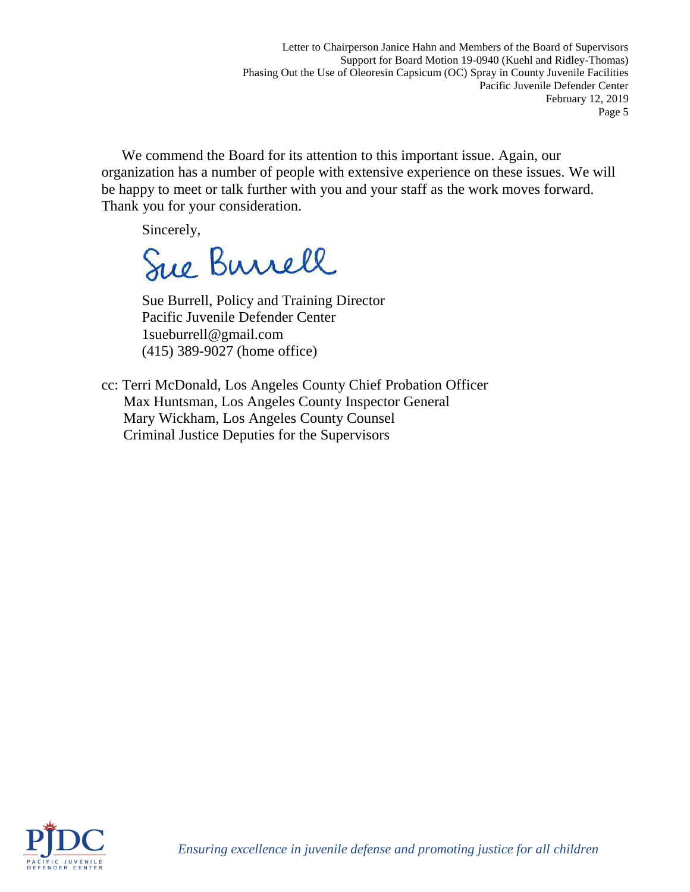We commend the Board for its attention to this important issue. Again, our organization has a number of people with extensive experience on these issues. We will be happy to meet or talk further with you and your staff as the work moves forward. Thank you for your consideration.

Sincerely,

Sue Burrell

Sue Burrell, Policy and Training Director
Pacific Juvenile Defender Center
1sueburrell@gmail.com
(415) 389-9027 (home office)

cc: Terri McDonald, Los Angeles County Chief Probation Officer
Max Huntsman, Los Angeles County Inspector General
Mary Wickham, Los Angeles County Counsel
Criminal Justice Deputies for the Supervisors